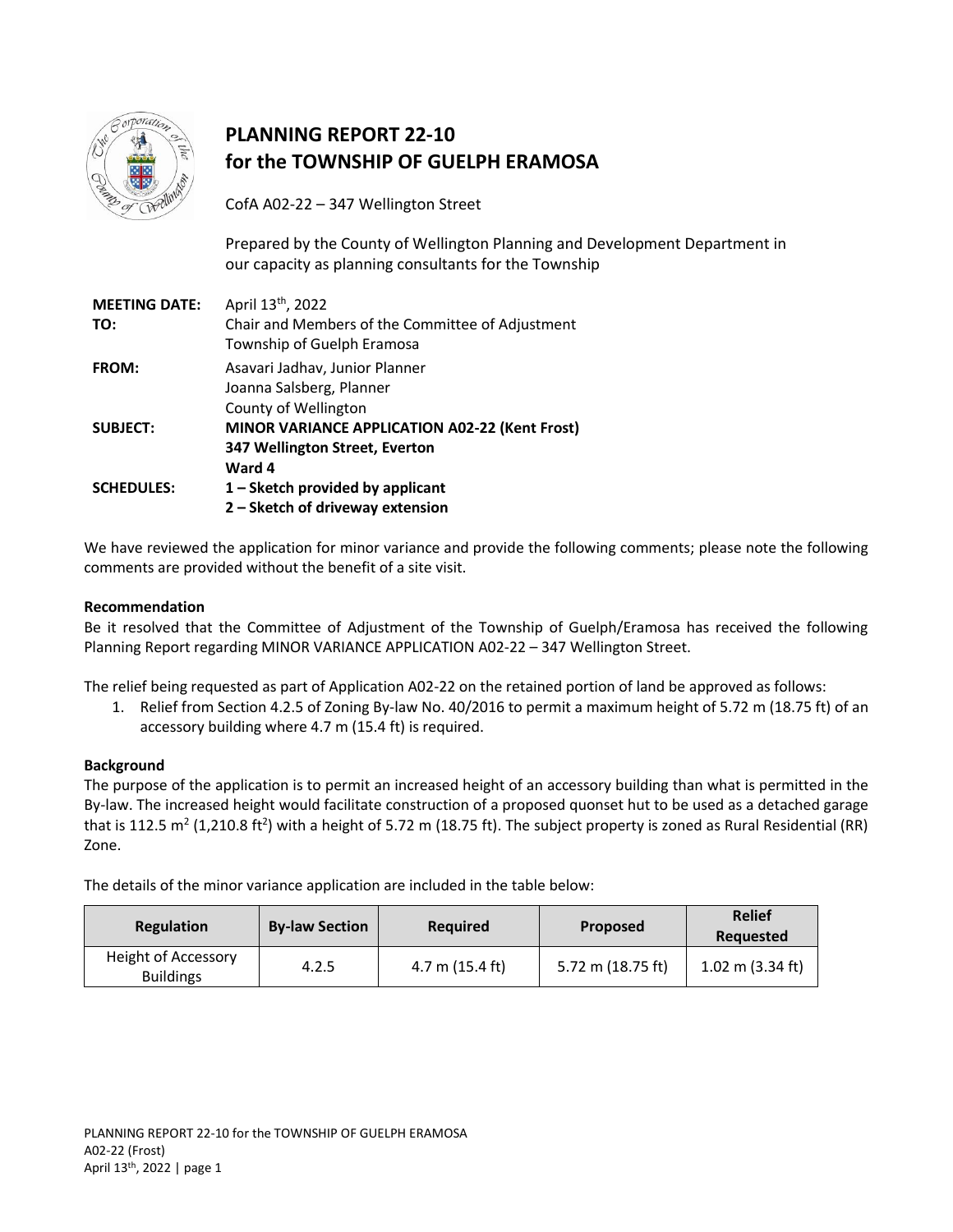# PLANNING REPORT 22-10
# for the TOWNSHIP OF GUELPH ERAMOSA

CofA A02-22 – 347 Wellington Street

Prepared by the County of Wellington Planning and Development Department in our capacity as planning consultants for the Township

**MEETING DATE:** April 13th, 2022

**TO:** Chair and Members of the Committee of Adjustment
Township of Guelph Eramosa

**FROM:** Asavari Jadhav, Junior Planner
Joanna Salsberg, Planner
County of Wellington

**SUBJECT:** **MINOR VARIANCE APPLICATION A02-22 (Kent Frost)**
**347 Wellington Street, Everton**
**Ward 4**

**SCHEDULES:** **1 – Sketch provided by applicant**
**2 – Sketch of driveway extension**

We have reviewed the application for minor variance and provide the following comments; please note the following comments are provided without the benefit of a site visit.

**Recommendation**

Be it resolved that the Committee of Adjustment of the Township of Guelph/Eramosa has received the following Planning Report regarding MINOR VARIANCE APPLICATION A02-22 – 347 Wellington Street.

The relief being requested as part of Application A02-22 on the retained portion of land be approved as follows:

1. Relief from Section 4.2.5 of Zoning By-law No. 40/2016 to permit a maximum height of 5.72 m (18.75 ft) of an accessory building where 4.7 m (15.4 ft) is required.

**Background**

The purpose of the application is to permit an increased height of an accessory building than what is permitted in the By-law. The increased height would facilitate construction of a proposed quonset hut to be used as a detached garage that is 112.5 m$^2$ (1,210.8 ft$^2$) with a height of 5.72 m (18.75 ft). The subject property is zoned as Rural Residential (RR) Zone.

The details of the minor variance application are included in the table below:

| Regulation | By-law Section | Required | Proposed | Relief Requested |
|---|---|---|---|---|
| Height of Accessory Buildings | 4.2.5 | 4.7 m (15.4 ft) | 5.72 m (18.75 ft) | 1.02 m (3.34 ft) |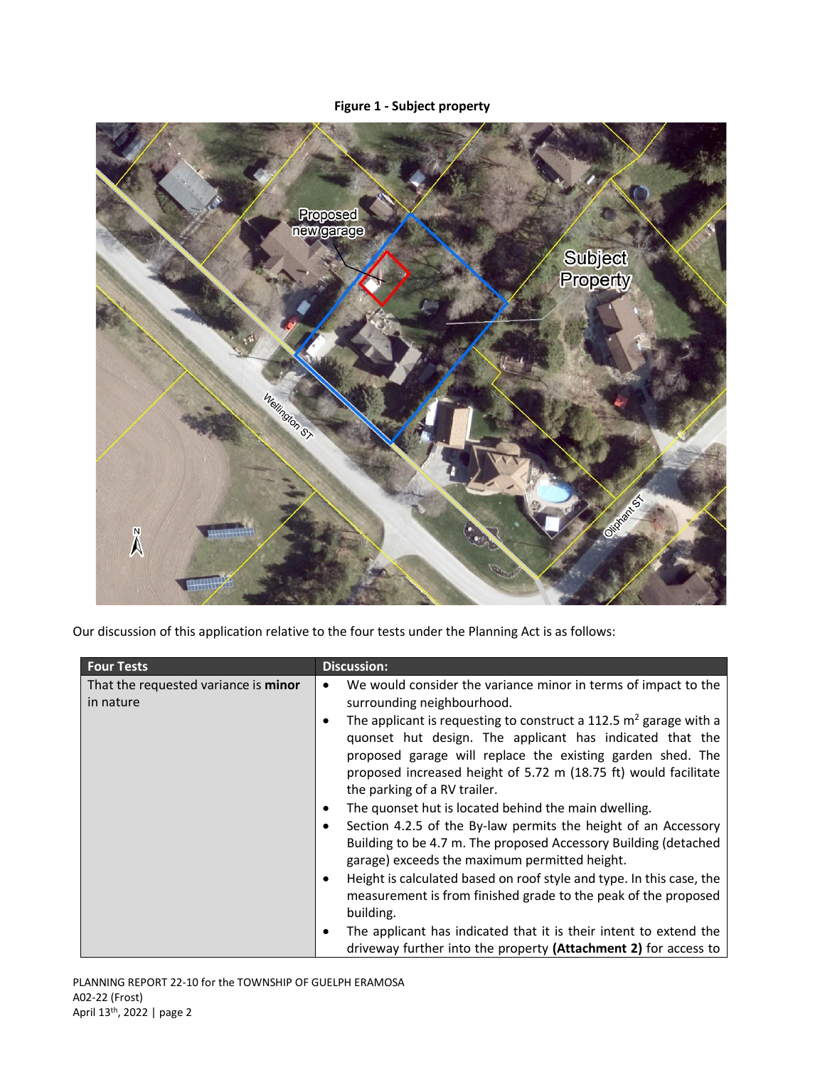**Figure 1 - Subject property**

Our discussion of this application relative to the four tests under the Planning Act is as follows:

| Four Tests | Discussion: |
| --- | --- |
| That the requested variance is **minor** in nature | • We would consider the variance minor in terms of impact to the surrounding neighbourhood.<br>• The applicant is requesting to construct a 112.5 $m^2$ garage with a quonset hut design. The applicant has indicated that the proposed garage will replace the existing garden shed. The proposed increased height of 5.72 m (18.75 ft) would facilitate the parking of a RV trailer.<br>• The quonset hut is located behind the main dwelling.<br>• Section 4.2.5 of the By-law permits the height of an Accessory Building to be 4.7 m. The proposed Accessory Building (detached garage) exceeds the maximum permitted height.<br>• Height is calculated based on roof style and type. In this case, the measurement is from finished grade to the peak of the proposed building.<br>• The applicant has indicated that it is their intent to extend the driveway further into the property **(Attachment 2)** for access to |

PLANNING REPORT 22-10 for the TOWNSHIP OF GUELPH ERAMOSA
A02-22 (Frost)
April 13th, 2022 | page 2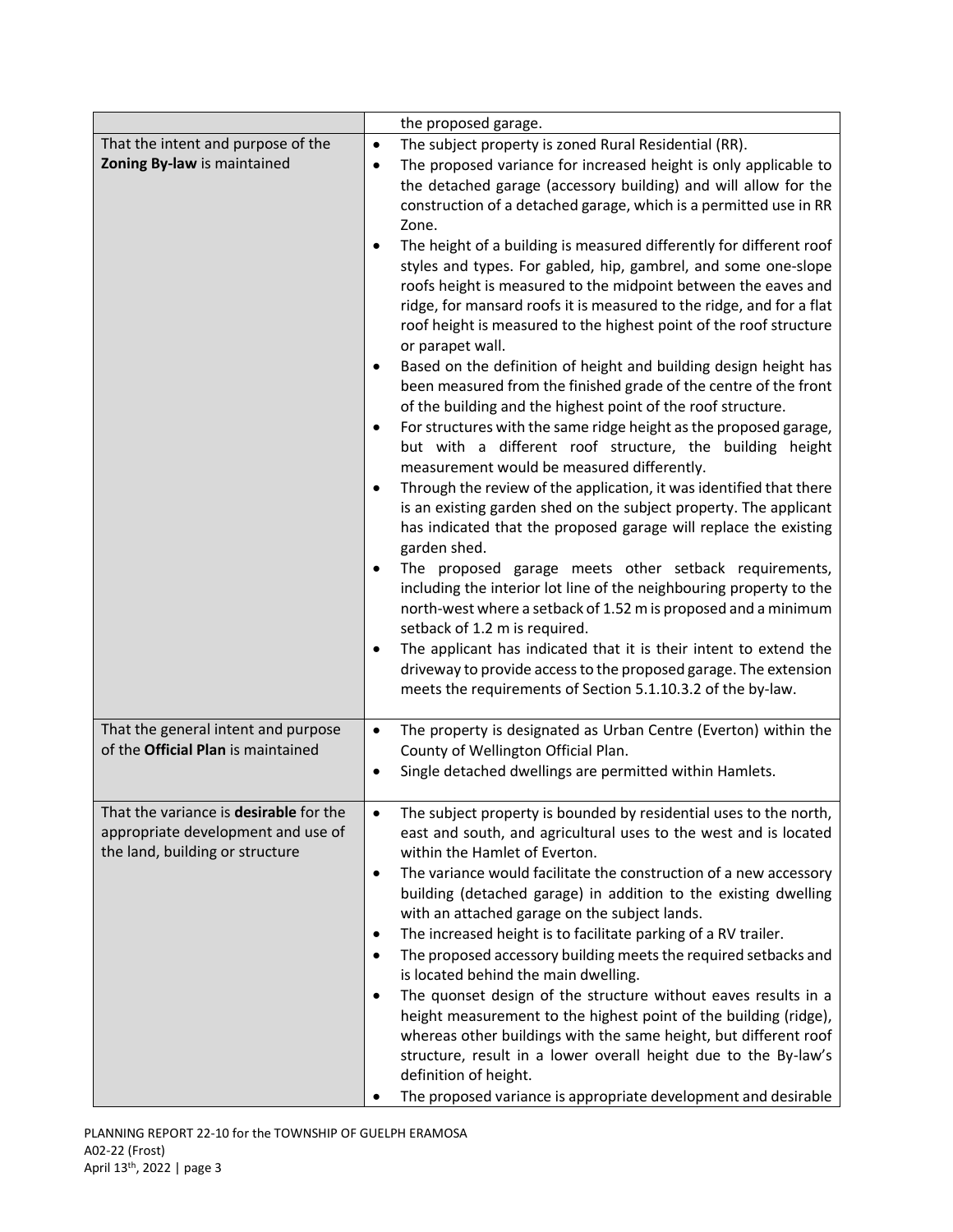| | |
|---|---|
| | the proposed garage. |
| That the intent and purpose of the **Zoning By-law** is maintained | • The subject property is zoned Rural Residential (RR).<br>• The proposed variance for increased height is only applicable to the detached garage (accessory building) and will allow for the construction of a detached garage, which is a permitted use in RR Zone.<br>• The height of a building is measured differently for different roof styles and types. For gabled, hip, gambrel, and some one-slope roofs height is measured to the midpoint between the eaves and ridge, for mansard roofs it is measured to the ridge, and for a flat roof height is measured to the highest point of the roof structure or parapet wall.<br>• Based on the definition of height and building design height has been measured from the finished grade of the centre of the front of the building and the highest point of the roof structure.<br>• For structures with the same ridge height as the proposed garage, but with a different roof structure, the building height measurement would be measured differently.<br>• Through the review of the application, it was identified that there is an existing garden shed on the subject property. The applicant has indicated that the proposed garage will replace the existing garden shed.<br>• The proposed garage meets other setback requirements, including the interior lot line of the neighbouring property to the north-west where a setback of 1.52 m is proposed and a minimum setback of 1.2 m is required.<br>• The applicant has indicated that it is their intent to extend the driveway to provide access to the proposed garage. The extension meets the requirements of Section 5.1.10.3.2 of the by-law. |
| That the general intent and purpose of the **Official Plan** is maintained | • The property is designated as Urban Centre (Everton) within the County of Wellington Official Plan.<br>• Single detached dwellings are permitted within Hamlets. |
| That the variance is **desirable** for the appropriate development and use of the land, building or structure | • The subject property is bounded by residential uses to the north, east and south, and agricultural uses to the west and is located within the Hamlet of Everton.<br>• The variance would facilitate the construction of a new accessory building (detached garage) in addition to the existing dwelling with an attached garage on the subject lands.<br>• The increased height is to facilitate parking of a RV trailer.<br>• The proposed accessory building meets the required setbacks and is located behind the main dwelling.<br>• The quonset design of the structure without eaves results in a height measurement to the highest point of the building (ridge), whereas other buildings with the same height, but different roof structure, result in a lower overall height due to the By-law's definition of height.<br>• The proposed variance is appropriate development and desirable |

PLANNING REPORT 22-10 for the TOWNSHIP OF GUELPH ERAMOSA
A02-22 (Frost)
April 13th, 2022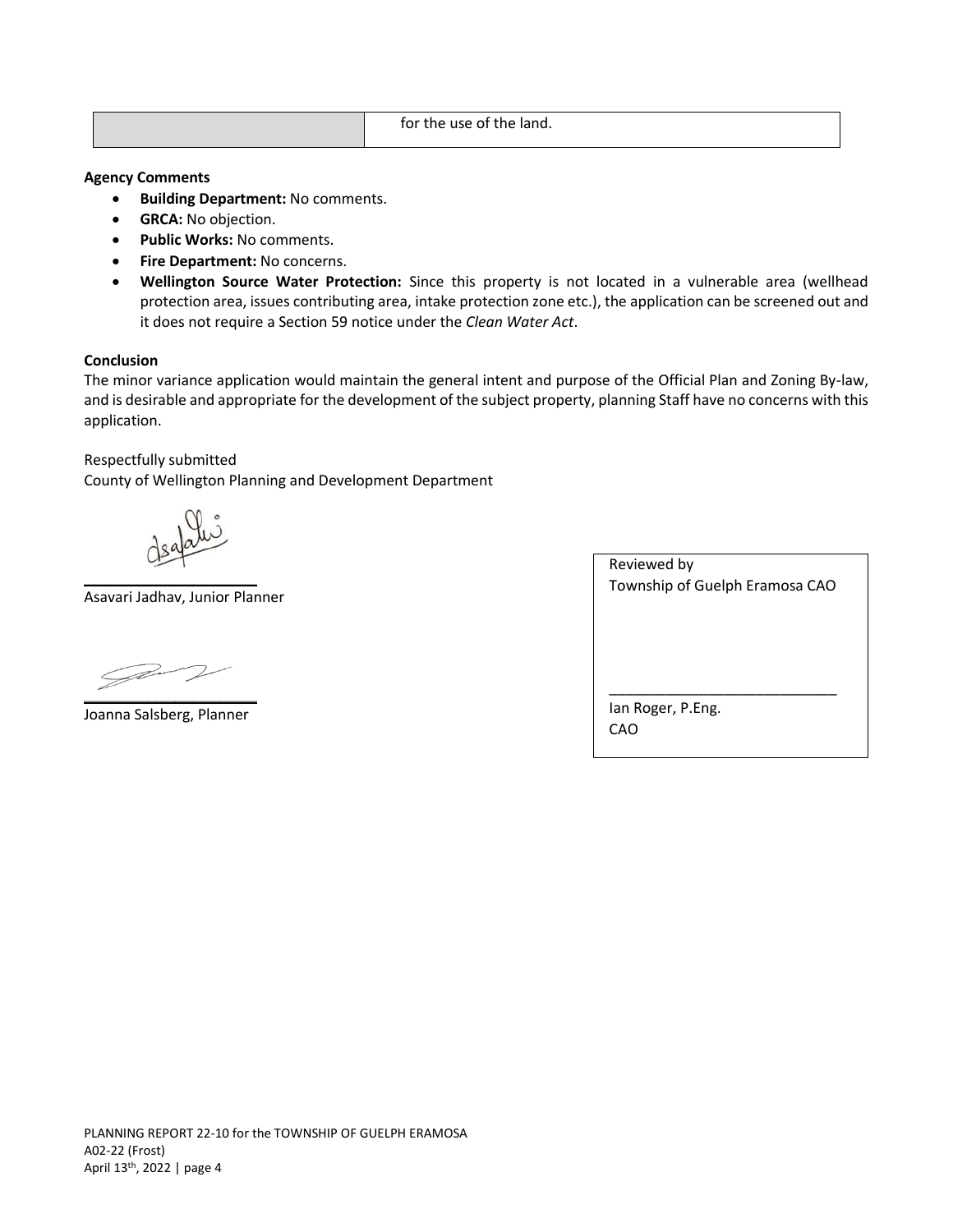| | for the use of the land. |
|---|---|

**Agency Comments**

- **Building Department:** No comments.
- **GRCA:** No objection.
- **Public Works:** No comments.
- **Fire Department:** No concerns.
- **Wellington Source Water Protection:** Since this property is not located in a vulnerable area (wellhead protection area, issues contributing area, intake protection zone etc.), the application can be screened out and it does not require a Section 59 notice under the *Clean Water Act*.

**Conclusion**

The minor variance application would maintain the general intent and purpose of the Official Plan and Zoning By-law, and is desirable and appropriate for the development of the subject property, planning Staff have no concerns with this application.

Respectfully submitted
County of Wellington Planning and Development Department

Asavari Jadhav, Junior Planner

Joanna Salsberg, Planner

Reviewed by
Township of Guelph Eramosa CAO

Ian Roger, P.Eng.
CAO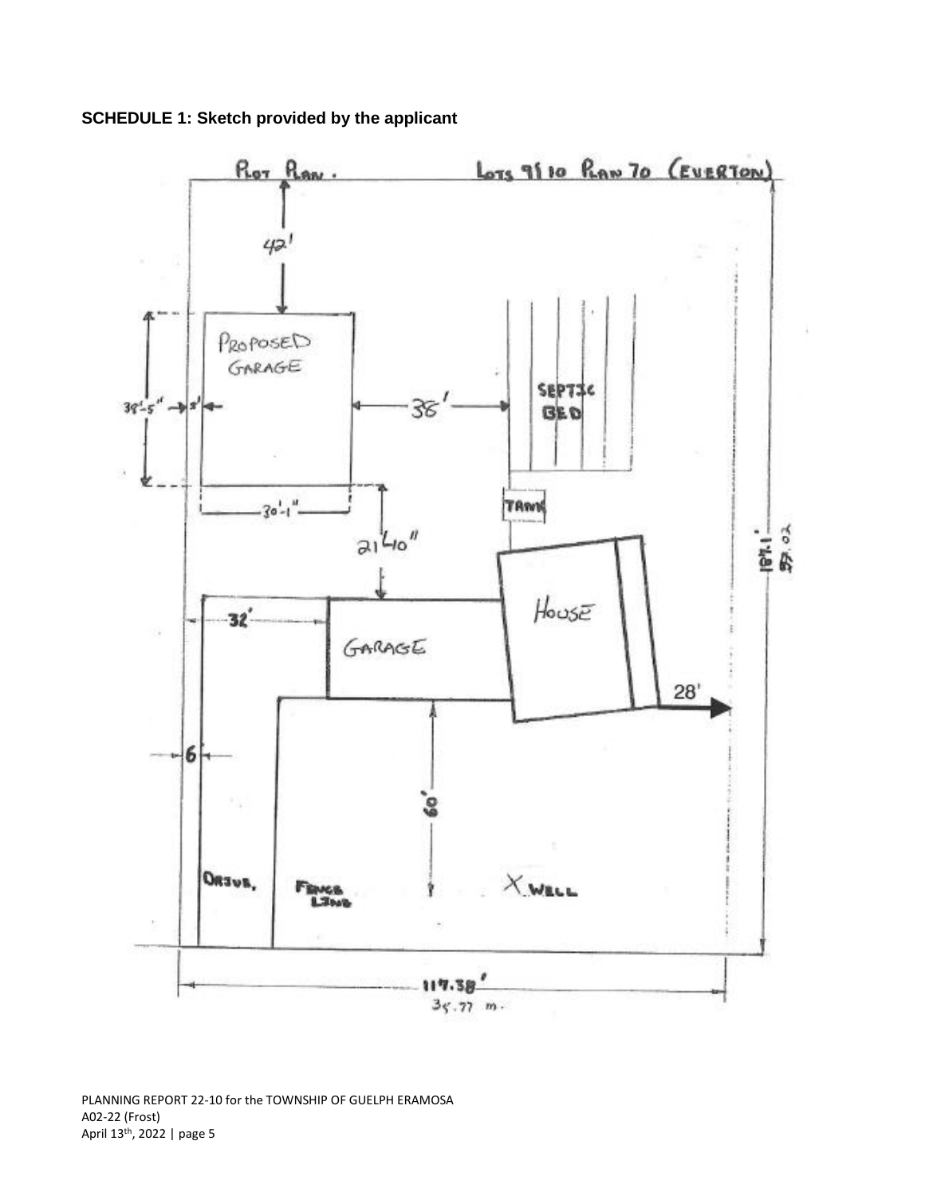**SCHEDULE 1: Sketch provided by the applicant**

PLOT PLAN.

LOTS 9 & 10 PLAN 70 (EVERTON)

42'

PROPOSED GARAGE

38'-5"

5'

30'-1"

38'

SEPTIC BED

TANK

21'-10"

HOUSE

32'

GARAGE

28'

6'

60'

DRIVE.

FENCE LINE

X WELL

187.1'

57.02

117.38'

35.77 m.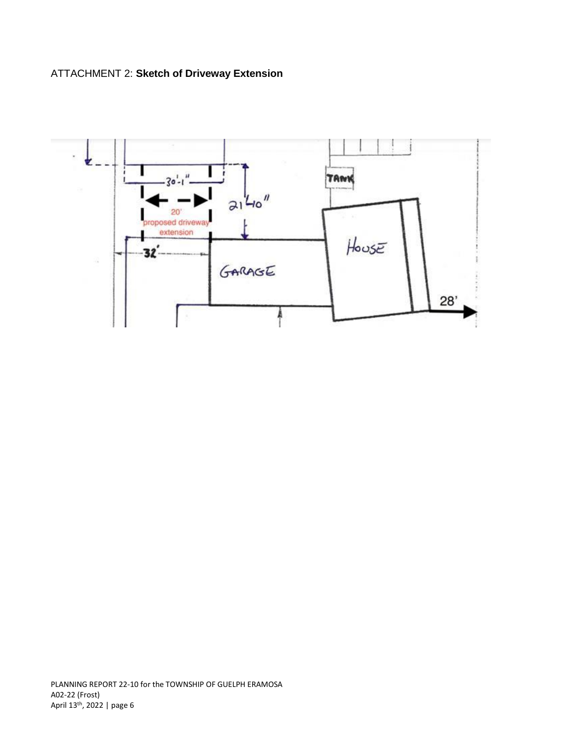ATTACHMENT 2: **Sketch of Driveway Extension**

30'-1"

20'
proposed driveway
extension

21'-10"

32'

TANK

HOUSE

GARAGE

28'